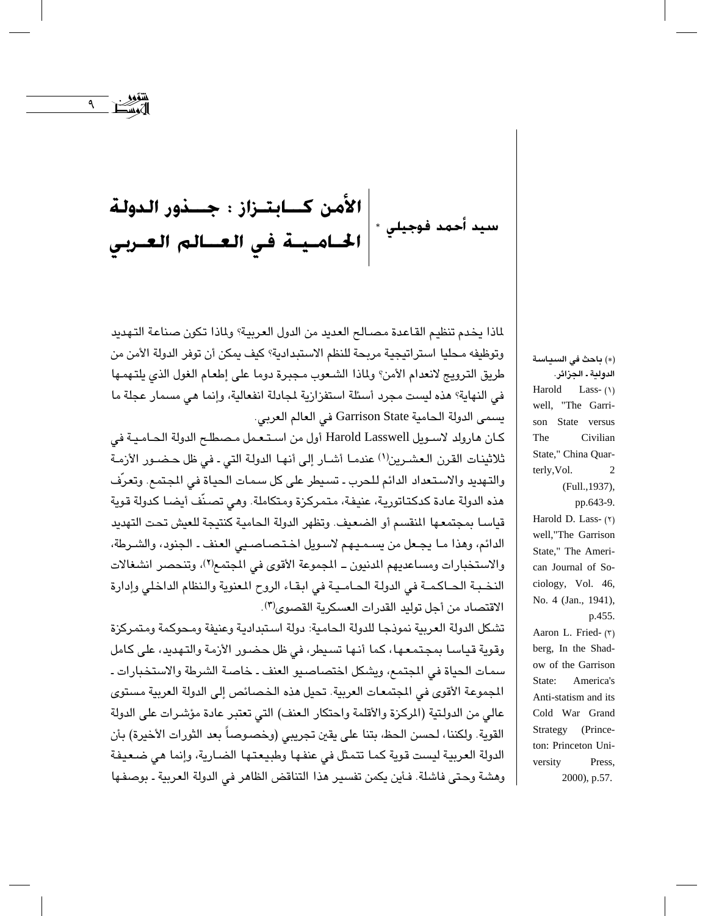# الأمن كابتزاز : جذور الدولة الحامية في العالم العربي

**سيد أحمد فوجيلي** *

لماذا يخدم تنظيم القاعدة مصالح العديد من الدول العربية؟ ولماذا تكون صناعة التهديد وتوظيفه محليا استراتيجية مربحة للنظم الاستبدادية؟ كيف يمكن أن توفر الدولة الأمن من طريق الترويج لانعدام الأمن؟ ولماذا الشعوب مجبرة دوما على إطعام الغول الذي يلتهمها في النهاية؟ هذه ليست مجرد أسئلة استفزازية لمجادلة انفعالية، وإنما هي مسمار عجلة ما يسمى الدولة الحامية Garrison State في العالم العربي.

كان هارولد لاسويل Harold Lasswell أول من استعمل مصطلح الدولة الحامية في ثلاثينات القرن العشرين[1] عندما أشار إلى أنها الدولة التي ـ في ظل حضور الأزمة والتهديد والاستعداد الدائم للحرب ـ تسيطر على كل سمات الحياة في المجتمع. وتعرّف هذه الدولة عادة كدكتاتورية، عنيفة، متمركزة ومتكاملة. وهي تصنّف أيضا كدولة قوية قياسا بمجتمعها المنقسم أو الضعيف. وتظهر الدولة الحامية كنتيجة للعيش تحت التهديد الدائم، وهذا ما يجعل من يسميهم لاسويل اختصاصيي العنف ـ الجنود، والشرطة، والاستخبارات ومساعديهم المدنيون ــ المجموعة الأقوى في المجتمع[2]، وتنحصر انشغالات النخبة الحاكمة في الدولة الحامية في ابقاء الروح المعنوية والنظام الداخلي وإدارة الاقتصاد من أجل توليد القدرات العسكرية القصوى[3].

تشكل الدولة العربية نموذجا للدولة الحامية: دولة استبدادية وعنيفة ومحوكمة ومتمركزة وقوية قياسا بمجتمعها، كما أنها تسيطر، في ظل حضور الأزمة والتهديد، على كامل سمات الحياة في المجتمع، ويشكل اختصاصيو العنف ـ خاصة الشرطة والاستخبارات ـ المجموعة الأقوى في المجتمعات العربية. تحيل هذه الخصائص إلى الدولة العربية مستوى عالي من الدولتية (المركزة والأقلمة واحتكار العنف) التي تعتبر عادة مؤشرات على الدولة القوية. ولكننا، لحسن الحظ، بتنا على يقين تجريبي (وخصوصاً بعد الثورات الأخيرة) بأن الدولة العربية ليست قوية كما تتمثل في عنفها وطبيعتها الضارية، وإنما هي ضعيفة وهشة وحتى فاشلة. فأين يمكن تفسير هذا التناقض الظاهر في الدولة العربية ـ بوصفها

---

(*) باحث في السياسة الدولية ـ الجزائر.

(1) Harold Lasswell, "The Garrison State versus The Civilian State," China Quarterly, Vol. 2 (Full.,1937), pp.643-9.

(2) Harold D. Lasswell,"The Garrison State," The American Journal of Sociology, Vol. 46, No. 4 (Jan., 1941), p.455.

(3) Aaron L. Friedberg, In the Shadow of the Garrison State: America's Anti-statism and its Cold War Grand Strategy (Princeton: Princeton University Press, 2000), p.57.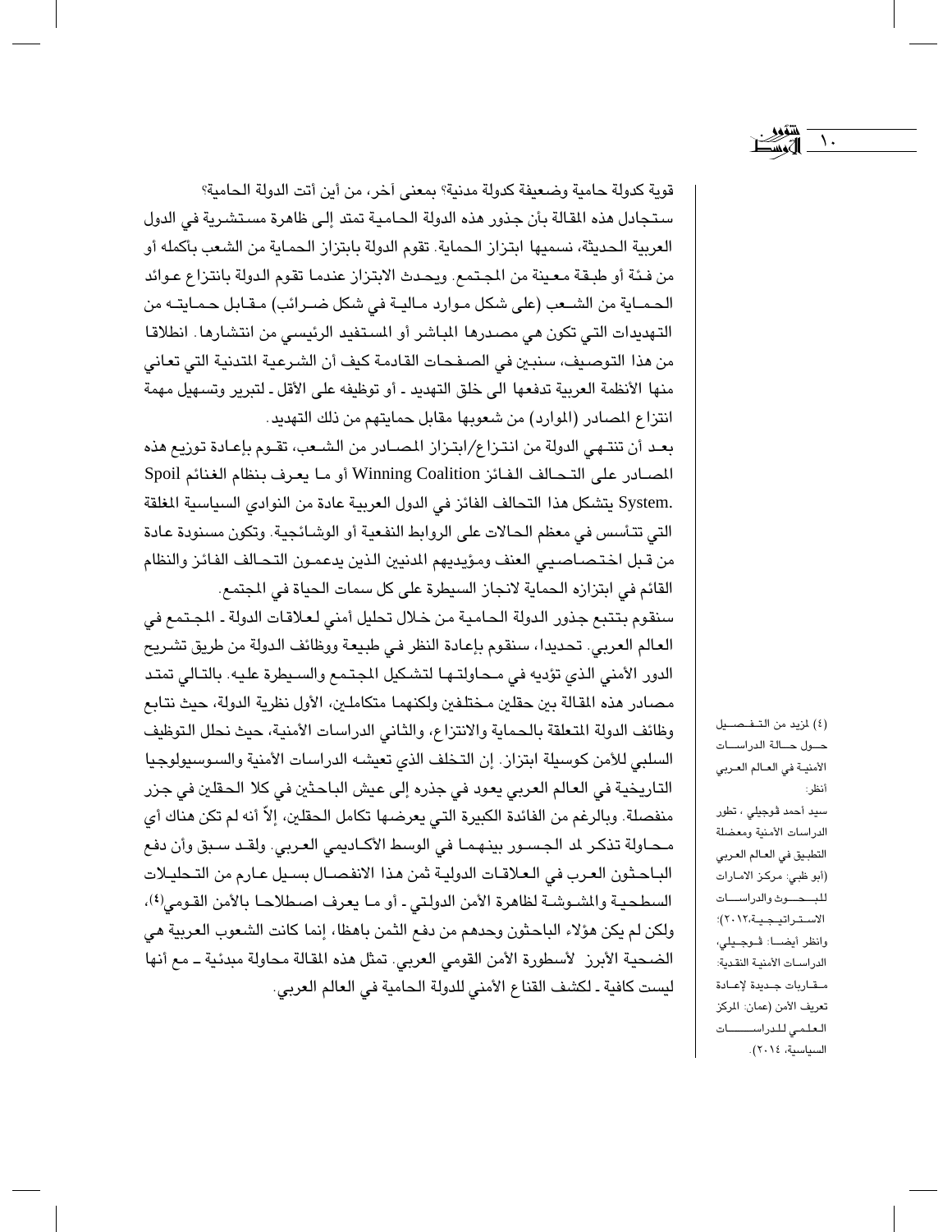قوية كدولة حامية وضعيفة كدولة مدنية؟ بمعنى آخر، من أين أتت الدولة الحامية؟ ستجادل هذه المقالة بأن جذور هذه الدولة الحامية تمتد إلى ظاهرة مستشرية في الدول العربية الحديثة، نسميها ابتزاز الحماية. تقوم الدولة بابتزاز الحماية من الشعب بأكمله أو من فئة أو طبقة معينة من المجتمع. ويحدث الابتزاز عندما تقوم الدولة بانتزاع عوائد الحماية من الشعب (على شكل موارد مالية في شكل ضرائب) مقابل حمايته من التهديدات التي تكون هي مصدرها المباشر أو المستفيد الرئيسي من انتشارها. انطلاقا من هذا التوصيف، سنبين في الصفحات القادمة كيف أن الشرعية المتدنية التي تعاني منها الأنظمة العربية تدفعها الى خلق التهديد ـ أو توظيفه على الأقل ـ لتبرير وتسهيل مهمة انتزاع المصادر (الموارد) من شعوبها مقابل حمايتهم من ذلك التهديد.

بعد أن تنتهي الدولة من انتزاع/ابتزاز المصادر من الشعب، تقوم بإعادة توزيع هذه المصادر على التحالف الفائز Winning Coalition أو ما يعرف بنظام الغنائم Spoil System. يتشكل هذا التحالف الفائز في الدول العربية عادة من النوادي السياسية المغلقة التي تتأسس في معظم الحالات على الروابط النفعية أو الوشائجية. وتكون مسنودة عادة من قبل اختصاصيي العنف ومؤيديهم المدنيين الذين يدعمون التحالف الفائز والنظام القائم في ابتزازه الحماية لانجاز السيطرة على كل سمات الحياة في المجتمع.

سنقوم بتتبع جذور الدولة الحامية من خلال تحليل أمني لعلاقات الدولة ـ المجتمع في العالم العربي. تحديدا، سنقوم بإعادة النظر في طبيعة ووظائف الدولة من طريق تشريح الدور الأمني الذي تؤديه في محاولتها لتشكيل المجتمع والسيطرة عليه. بالتالي تمتد مصادر هذه المقالة بين حقلين مختلفين ولكنهما متكاملين، الأول نظرية الدولة، حيث نتابع وظائف الدولة المتعلقة بالحماية والانتزاع، والثاني الدراسات الأمنية، حيث نحلل التوظيف السلبي للأمن كوسيلة ابتزاز. إن التخلف الذي تعيشه الدراسات الأمنية والسوسيولوجيا التاريخية في العالم العربي يعود في جذره إلى عيش الباحثين في كلا الحقلين في جزر منفصلة. وبالرغم من الفائدة الكبيرة التي يعرضها تكامل الحقلين، إلا أنه لم تكن هناك أي محاولة تذكر لمد الجسور بينهما في الوسط الأكاديمي العربي. ولقد سبق وأن دفع الباحثون العرب في العلاقات الدولية ثمن هذا الانفصال بسيل عارم من التحليلات السطحية والمشوشة لظاهرة الأمن الدولتي ـ أو ما يعرف اصطلاحا بالأمن القومي[٤]، ولكن لم يكن هؤلاء الباحثون وحدهم من دفع الثمن باهظا، إنما كانت الشعوب العربية هي الضحية الأبرز لأسطورة الأمن القومي العربي. تمثل هذه المقالة محاولة مبدئية ـ مع أنها ليست كافية ـ لكشف القناع الأمني للدولة الحامية في العالم العربي.

---

(٤) لمزيد من التفصيل حول حالة الدراسات الأمنية في العالم العربي أنظر: سيد أحمد قوجيلي، تطور الدراسات الأمنية ومعضلة التطبيق في العالم العربي (أبو ظبي: مركز الامارات للبحوث والدراسات الاستراتيجية،٢٠١٢)؛ وانظر أيضا: قوجيلي، الدراسات الأمنية النقدية: مقاربات جديدة لإعادة تعريف الأمن (عمان: المركز العلمي للدراسات السياسية، ٢٠١٤).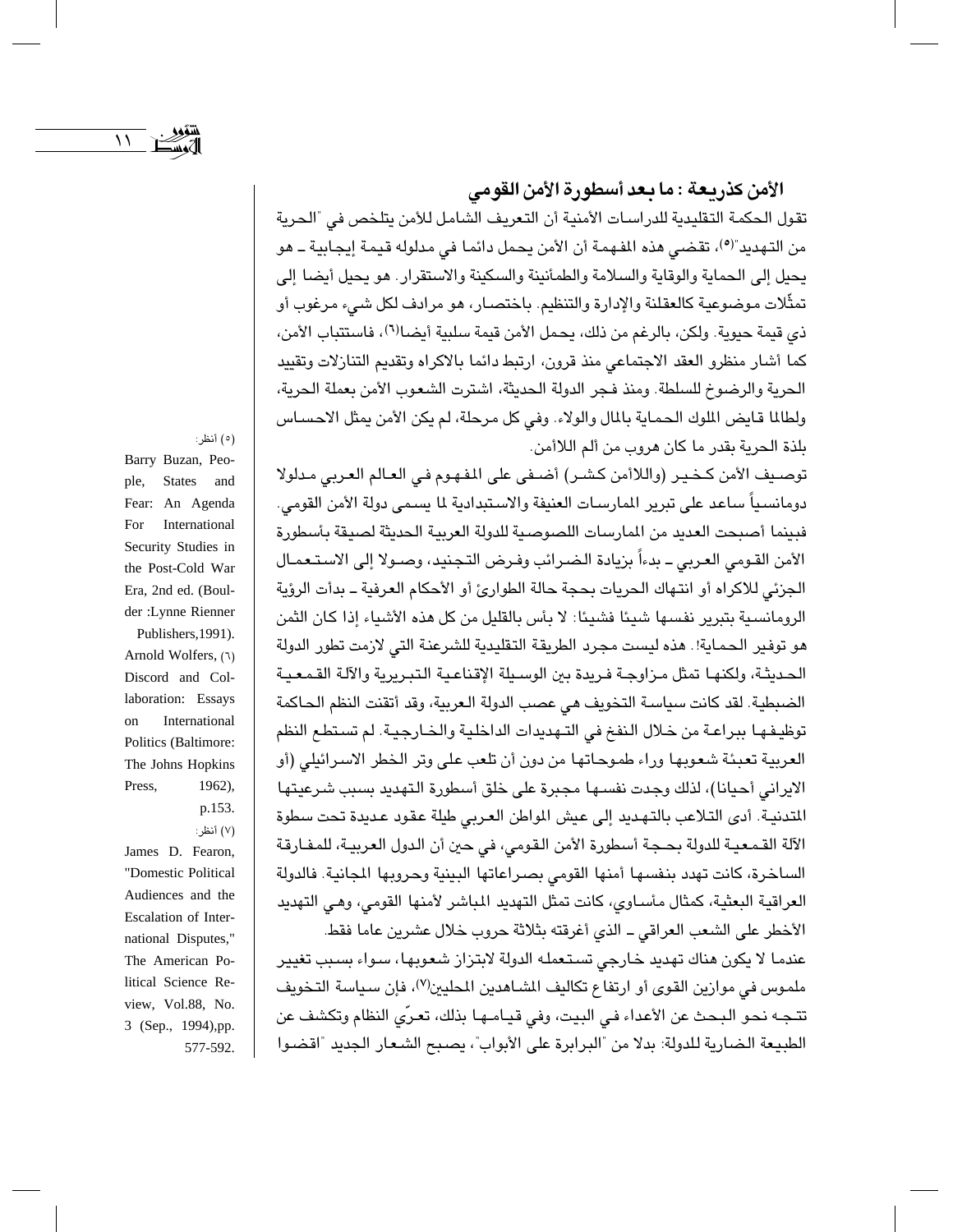## الأمن كذريعة : ما بعد أسطورة الأمن القومي

تقول الحكمة التقليدية للدراسات الأمنية أن التعريف الشامل للأمن يتلخص في "الحرية من التهديد"[5]، تقضي هذه المفهمة أن الأمن يحمل دائما في مدلوله قيمة إيجابية ـ هو يحيل إلى الحماية والوقاية والسلامة والطمأنينة والسكينة والاستقرار. هو يحيل أيضا إلى تمثّلات موضوعية كالعقلنة والإدارة والتنظيم. باختصار، هو مرادف لكل شيء مرغوب أو ذي قيمة حيوية. ولكن، بالرغم من ذلك، يحمل الأمن قيمة سلبية أيضا[6]، فاستتباب الأمن، كما أشار منظرو العقد الاجتماعي منذ قرون، ارتبط دائما بالاكراه وتقديم التنازلات وتقييد الحرية والرضوخ للسلطة. ومنذ فجر الدولة الحديثة، اشترت الشعوب الأمن بعملة الحرية، ولطالما قايض الملوك الحماية بالمال والولاء. وفي كل مرحلة، لم يكن الأمن يمثل الاحساس بلذة الحرية بقدر ما كان هروب من ألم اللاأمن.

توصيف الأمن كخير (واللاأمن كشر) أضفى على المفهوم في العالم العربي مدلولا دومانسياً ساعد على تبرير الممارسات العنيفة والاستبدادية لما يسمى دولة الأمن القومي. فبينما أصبحت العديد من الممارسات اللصوصية للدولة العربية الحديثة لصيقة بأسطورة الأمن القومي العربي ـ بدءاً بزيادة الضرائب وفرض التجنيد، وصولا إلى الاستعمال الجزئي للاكراه أو انتهاك الحريات بحجة حالة الطوارئ أو الأحكام العرفية ـ بدأت الرؤية الرومانسية بتبرير نفسها شيئا فشيئا: لا بأس بالقليل من كل هذه الأشياء إذا كان الثمن هو توفير الحماية!. هذه ليست مجرد الطريقة التقليدية للشرعنة التي لازمت تطور الدولة الحديثة، ولكنها تمثل مزاوجة فريدة بين الوسيلة الإقناعية التبريرية والآلة القمعية الضبطية. لقد كانت سياسة التخويف هي عصب الدولة العربية، وقد أتقنت النظم الحاكمة توظيفها ببراعة من خلال النفخ في التهديدات الداخلية والخارجية. لم تستطع النظم العربية تعبئة شعوبها وراء طموحاتها من دون أن تلعب على وتر الخطر الاسرائيلي (أو الايراني أحيانا)، لذلك وجدت نفسها مجبرة على خلق أسطورة التهديد بسبب شرعيتها المتدنية. أدى التلاعب بالتهديد إلى عيش المواطن العربي طيلة عقود عديدة تحت سطوة الآلة القمعية للدولة بحجة أسطورة الأمن القومي، في حين أن الدول العربية، للمفارقة الساخرة، كانت تهدد بنفسها أمنها القومي بصراعاتها البينية وحروبها المجانية. فالدولة العراقية البعثية، كمثال مأساوي، كانت تمثل التهديد المباشر لأمنها القومي، وهي التهديد الأخطر على الشعب العراقي ـ الذي أغرقته بثلاثة حروب خلال عشرين عاما فقط.

عندما لا يكون هناك تهديد خارجي تستعمله الدولة لابتزاز شعوبها، سواء بسبب تغيير ملموس في موازين القوى أو ارتفاع تكاليف المشاهدين المحليين[7]، فإن سياسة التخويف تتجه نحو البحث عن الأعداء في البيت، وفي قيامها بذلك، تعرّي النظام وتكشف عن الطبيعة الضارية للدولة: بدلا من "البرابرة على الأبواب"، يصبح الشعار الجديد "اقضوا

---

(5) أنظر: Barry Buzan, People, States and Fear: An Agenda For International Security Studies in the Post-Cold War Era, 2nd ed. (Boulder :Lynne Rienner Publishers,1991).

(6) Arnold Wolfers, Discord and Collaboration: Essays on International Politics (Baltimore: The Johns Hopkins Press, 1962), p.153.

(7) أنظر: James D. Fearon, "Domestic Political Audiences and the Escalation of International Disputes," The American Political Science Review, Vol.88, No. 3 (Sep., 1994),pp. 577-592.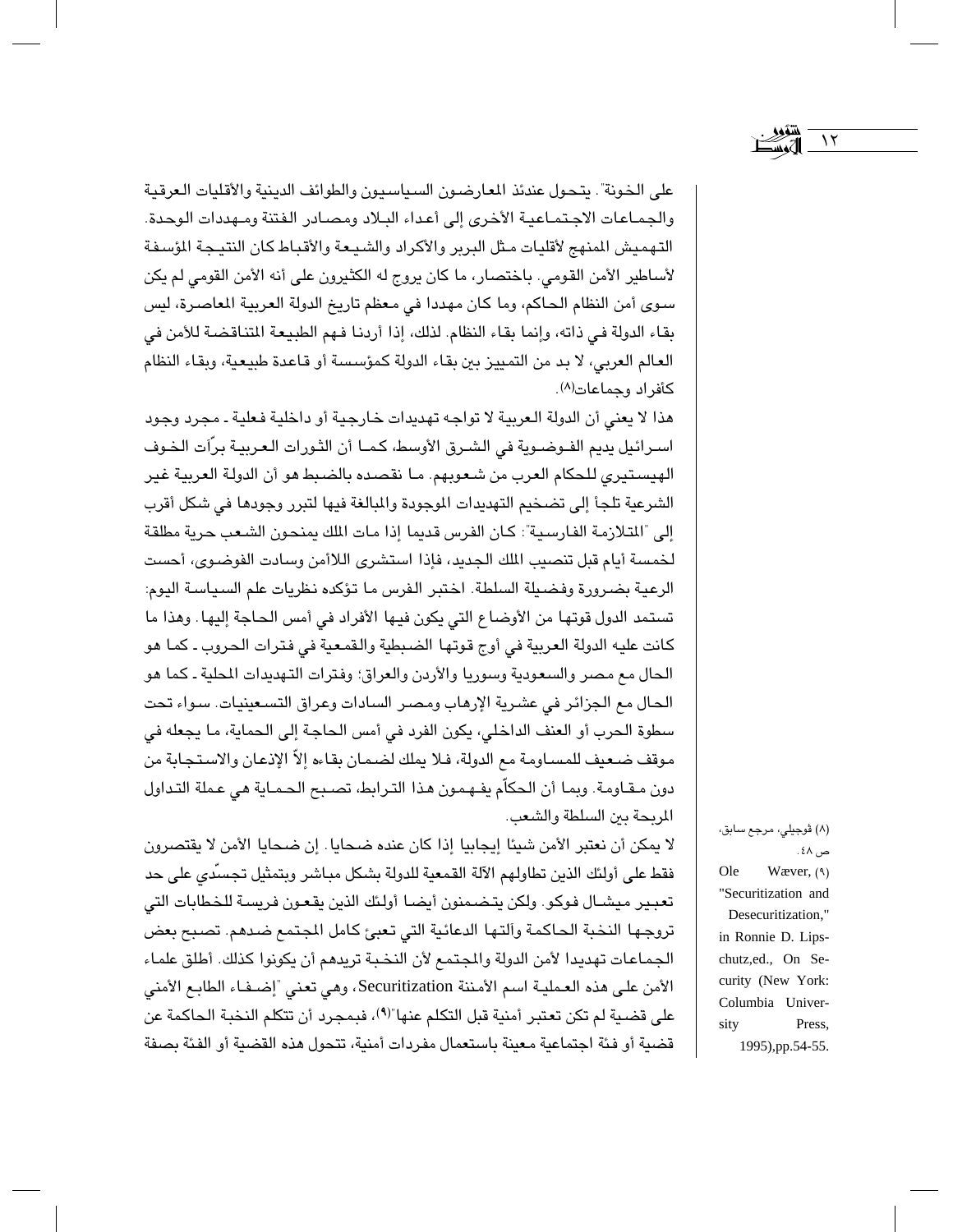على الخونة". يتحول عندئذ المعارضون السياسيون والطوائف الدينية والأقليات العرقية والجماعات الاجتماعية الأخرى إلى أعداء البلاد ومصادر الفتنة ومهددات الوحدة. التهميش المنهج لأقليات مثل البربر والأكراد والشيعة والأقباط كان النتيجة المؤسفة لأساطير الأمن القومي. باختصار، ما كان يروج له الكثيرون على أنه الأمن القومي لم يكن سوى أمن النظام الحاكم، وما كان مهددا في معظم تاريخ الدولة العربية المعاصرة، ليس بقاء الدولة في ذاته، وإنما بقاء النظام. لذلك، إذا أردنا فهم الطبيعة المتناقضة للأمن في العالم العربي، لا بد من التمييز بين بقاء الدولة كمؤسسة أو قاعدة طبيعية، وبقاء النظام كأفراد وجماعات[8].

هذا لا يعني أن الدولة العربية لا تواجه تهديدات خارجية أو داخلية فعلية - مجرد وجود اسرائيل يديم الفوضوية في الشرق الأوسط، كما أن الثورات العربية برّأت الخوف الهيستيري للحكام العرب من شعوبهم. ما نقصده بالضبط هو أن الدولة العربية غير الشرعية تلجأ إلى تضخيم التهديدات الموجودة والمبالغة فيها لتبرر وجودها في شكل أقرب إلى "المتلازمة الفارسية": كان الفرس قديما إذا مات الملك يمنحون الشعب حرية مطلقة لخمسة أيام قبل تنصيب الملك الجديد، فإذا استشرى اللاأمن وسادت الفوضى، أحست الرعية بضرورة وفضيلة السلطة. اختبر الفرس ما تؤكده نظريات علم السياسة اليوم: تستمد الدول قوتها من الأوضاع التي يكون فيها الأفراد في أمس الحاجة إليها. وهذا ما كانت عليه الدولة العربية في أوج قوتها الضبطية والقمعية في فترات الحروب - كما هو الحال مع مصر والسعودية وسوريا والأردن والعراق؛ وفترات التهديدات المحلية - كما هو الحال مع الجزائر في عشرية الإرهاب ومصر السادات وعراق التسعينيات. سواء تحت سطوة الحرب أو العنف الداخلي، يكون الفرد في أمس الحاجة إلى الحماية، ما يجعله في موقف ضعيف للمساومة مع الدولة، فلا يملك لضمان بقاءه إلاّ الإذعان والاستجابة من دون مقاومة. وبما أن الحكّام يفهمون هذا الترابط، تصبح الحماية هي عملة التداول المربحة بين السلطة والشعب.

لا يمكن أن نعتبر الأمن شيئا إيجابيا إذا كان عنده ضحايا. إن ضحايا الأمن لا يقتصرون فقط على أولئك الذين تطاولهم الآلة القمعية للدولة بشكل مباشر وبتمثيل تجسّدي على حد تعبير ميشال فوكو. ولكن يتضمنون أيضا أولئك الذين يقعون فريسة للخطابات التي تروجها النخبة الحاكمة وآلتها الدعائية التي تعبئ كامل المجتمع ضدهم. تصبح بعض الجماعات تهديدا لأمن الدولة والمجتمع لأن النخبة تريدهم أن يكونوا كذلك. أطلق علماء الأمن على هذه العملية اسم الأمننة Securitization، وهي تعني "إضفاء الطابع الأمني على قضية لم تكن تعتبر أمنية قبل التكلم عنها"[9]، فبمجرد أن تتكلم النخبة الحاكمة عن قضية أو فئة اجتماعية معينة باستعمال مفردات أمنية، تتحول هذه القضية أو الفئة بصفة

---

(٨) ڤوجيلي، مرجع سابق، ص ٤٨.

(٩) Ole Wæver, "Securitization and Desecuritization," in Ronnie D. Lipschutz,ed., On Security (New York: Columbia University Press, 1995),pp.54-55.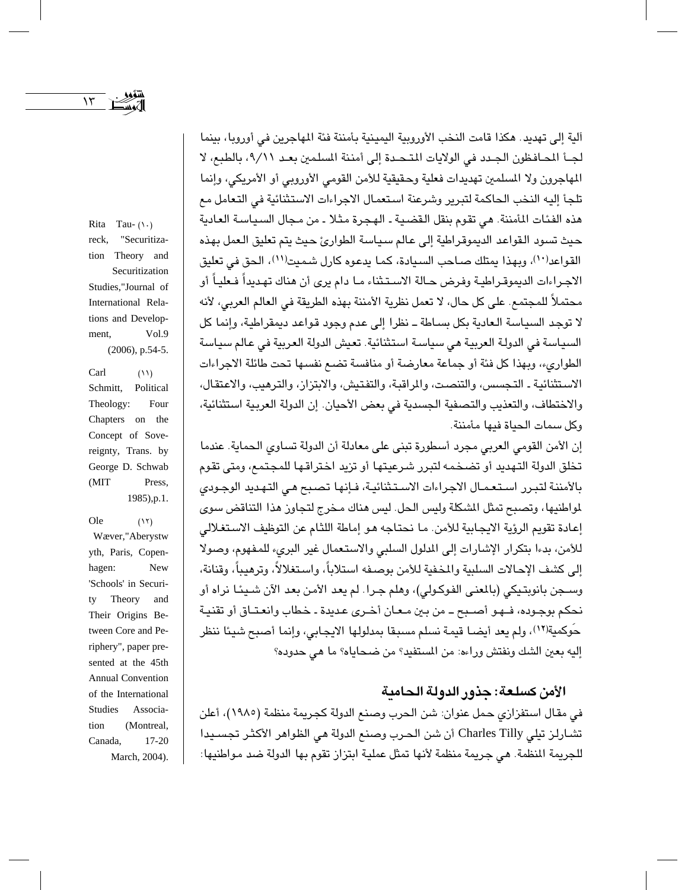آلية إلى تهديد. هكذا قامت النخب الأوروبية اليمينية بأمننة فئة المهاجرين في أوروبا، بينما لجـأ المحـافظون الجـدد في الولايات المتحـدة إلى أمننة المسلمين بعـد ٩/١١، بالطبع، لا المهاجرون ولا المسلمين تهديدات فعلية وحقيقية للأمن القومي الأوروبي أو الأمريكي، وإنما تلجأ إليه النخب الحاكمة لتبرير وشرعنة استعمال الاجراءات الاستثنائية في التعامل مع هذه الفئات المأمننة. هي تقوم بنقل القضية ـ الهجرة مثلا ـ من مجال السياسة العادية حيث تسود القواعد الديموقراطية إلى عالم سياسة الطوارئ حيث يتم تعليق العمل بهذه القواعد[١٠]، وبهذا يمتلك صاحب السيادة، كما يدعوه كارل شميت[١١]، الحق في تعليق الاجراءات الديمقراطية وفرض حالة الاستثناء ما دام يرى أن هناك تهديداً فعلياً أو محتملاً للمجتمع. على كل حال، لا تعمل نظرية الأمننة بهذه الطريقة في العالم العربي، لأنه لا توجد السياسة العادية بكل بساطة ـ نظرا إلى عدم وجود قواعد ديمقراطية، وإنما كل السياسة في الدولة العربية هي سياسة استثنائية. تعيش الدولة العربية في عالم سياسة الطوارىء، وبهذا كل فئة أو جماعة معارضة أو منافسة تضع نفسها تحت طائلة الاجراءات الاستثنائية ـ التجسس، والتنصت، والمراقبة، والتفتيش، والابتزاز، والترهيب، والاعتقال، والاختطاف، والتعذيب والتصفية الجسدية في بعض الأحيان. إن الدولة العربية استثنائية، وكل سمات الحياة فيها مأمننة.

إن الأمن القومي العربي مجرد أسطورة تبنى على معادلة أن الدولة تساوي الحماية. عندما تخلق الدولة التهديد أو تضخمه لتبرر شرعيتها أو تزيد اختراقها للمجتمع، ومتى تقوم بالأمننة لتبرر استعمال الاجراءات الاستثنائية، فإنها تصبح هي التهديد الوجودي لمواطنيها، وتصبح تمثل المشكلة وليس الحل. ليس هناك مخرج لتجاوز هذا التناقض سوى إعادة تقويم الرؤية الايجابية للأمن. ما نحتاجه هو إماطة اللثام عن التوظيف الاستغلالي للأمن، بدءا بتكرار الإشارات إلى المدلول السلبي والاستعمال غير البريء للمفهوم، وصولا إلى كشف الإحالات السلبية والمخفية للأمن بوصفه استلاباً، واستغلالاً، وترهيباً، وقنانة، وسجن بانوبتيكي (بالمعنى الفوكولي)، وهلم جرا. لم يعد الأمن بعد الآن شيئا نراه أو نحكم بوجوده، فهو أصبح ـ من بين معان أخرى عديدة ـ خطاب وانعتاق أو تقنية حَوكمية[١٢]، ولم يعد أيضا قيمة نسلم مسبقا بمدلولها الايجابي، وإنما أصبح شيئا ننظر إليه بعين الشك ونفتش وراءه: من المستفيد؟ من ضحاياه؟ ما هي حدوده؟

## الأمن كسلعة: جذور الدولة الحامية

في مقال استفزازي حمل عنوان: شن الحرب وصنع الدولة كجريمة منظمة (١٩٨٥)، أعلن تشارلز تيلي Charles Tilly أن شن الحرب وصنع الدولة هي الظواهر الأكثر تجسيدا للجريمة المنظمة. هي جريمة منظمة لأنها تمثل عملية ابتزاز تقوم بها الدولة ضد مواطنيها:

---

(١٠) Rita Taureck, "Securitization Theory and Securitization Studies,"Journal of International Relations and Development, Vol.9 (2006), p.54-5.

(١١) Carl Schmitt, Political Theology: Four Chapters on the Concept of Sovereignty, Trans. by George D. Schwab (MIT Press, 1985),p.1.

(١٢) Ole Wæver,"Aberystwyth, Paris, Copenhagen: New 'Schools' in Security Theory and Their Origins Between Core and Periphery", paper presented at the 45th Annual Convention of the International Studies Association (Montreal, Canada, 17-20 March, 2004).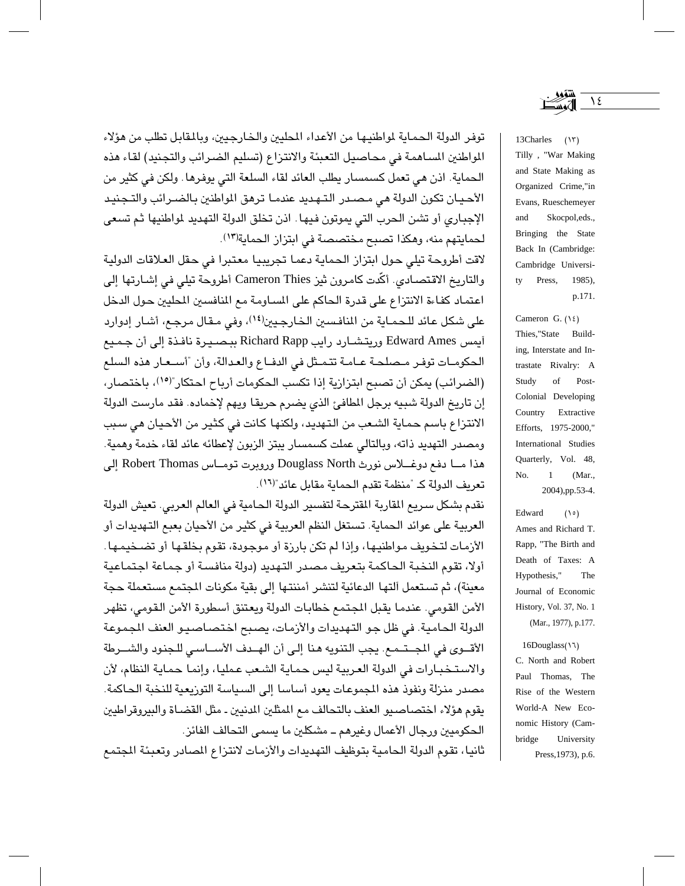توفر الدولة الحماية لمواطنيها من الأعداء المحليين والخارجيين، وبالمقابل تطلب من هؤلاء المواطنين المساهمة في محاصيل التعبئة والانتزاع (تسليم الضرائب والتجنيد) لقاء هذه الحماية. اذن هي تعمل كسمسار يطلب العائد لقاء السلعة التي يوفرها. ولكن في كثير من الأحيان تكون الدولة هي مصدر التهديد عندما ترهق المواطنين بالضرائب والتجنيد الإجباري أو تشن الحرب التي يموتون فيها. اذن تخلق الدولة التهديد لمواطنيها ثم تسعى لحمايتهم منه، وهكذا تصبح مختصصة في ابتزاز الحماية[١٣].

لاقت أطروحة تيلي حول ابتزاز الحماية دعما تجريبيا معتبرا في حقل العلاقات الدولية والتاريخ الاقتصادي. أكّدت كامرون ثيز Cameron Thies أطروحة تيلي في إشارتها إلى اعتماد كفاءة الانتزاع على قدرة الحاكم على المساومة مع المنافسين المحليين حول الدخل على شكل عائد للحماية من المنافسين الخارجيين[١٤]، وفي مقال مرجع، أشار إدوارد أيمس Edward Ames وريتشارد رايب Richard Rapp ببصيرة نافذة إلى أن جميع الحكومات توفر مصلحة عامة تتمثل في الدفاع والعدالة، وأن "أسعار هذه السلع (الضرائب) يمكن أن تصبح ابتزازية إذا تكسب الحكومات أرباح احتكار"[١٥]، باختصار، إن تاريخ الدولة شبيه برجل المطافئ الذي يضرم حريقا ويهم لإخماده. فقد مارست الدولة الانتزاع باسم حماية الشعب من التهديد، ولكنها كانت في كثير من الأحيان هي سبب ومصدر التهديد ذاته، وبالتالي عملت كسمسار يبتز الزبون لإعطائه عائد لقاء خدمة وهمية. هذا ما دفع دوغلاس نورث Douglass North وروبرت توماس Robert Thomas إلى تعريف الدولة كـ "منظمة تقدم الحماية مقابل عائد"[١٦].

نقدم بشكل سريع المقاربة المقترحة لتفسير الدولة الحامية في العالم العربي. تعيش الدولة العربية على عوائد الحماية. تستغل النظم العربية في كثير من الأحيان بعبع التهديدات أو الأزمات لتخويف مواطنيها، وإذا لم تكن بارزة أو موجودة، تقوم بخلقها أو تضخيمها. أولا، تقوم النخبة الحاكمة بتعريف مصدر التهديد (دولة منافسة أو جماعة اجتماعية معينة)، ثم تستعمل آلتها الدعائية لتنشر أمننتها إلى بقية مكونات المجتمع مستعملة حجة الأمن القومي. عندما يقبل المجتمع خطابات الدولة ويعتنق أسطورة الأمن القومي، تظهر الدولة الحامية. في ظل جو التهديدات والأزمات، يصبح اختصاصيو العنف المجموعة الأقوى في المجتمع. يجب التنويه هنا إلى أن الهدف الأساسي للجنود والشرطة والاستخبارات في الدولة العربية ليس حماية الشعب عمليا، وإنما حماية النظام، لأن مصدر منزلة ونفوذ هذه المجموعات يعود أساسا إلى السياسة التوزيعية للنخبة الحاكمة. يقوم هؤلاء اختصاصيو العنف بالتحالف مع الممثلين المدنيين ـ مثل القضاة والبيروقراطيين الحكوميين ورجال الأعمال وغيرهم ـ مشكلين ما يسمى التحالف الفائز.

ثانيا، تقوم الدولة الحامية بتوظيف التهديدات والأزمات لانتزاع المصادر وتعبئة المجتمع

---

(١٣) Charles Tilly, "War Making and State Making as Organized Crime," in Evans, Rueschemeyer and Skocpol, eds., Bringing the State Back In (Cambridge: Cambridge University Press, 1985), p.171.

(١٤) Cameron G. Thies, "State Building, Interstate and Intrastate Rivalry: A Study of Post-Colonial Developing Country Extractive Efforts, 1975-2000," International Studies Quarterly, Vol. 48, No. 1 (Mar., 2004), pp.53-4.

(١٥) Edward Ames and Richard T. Rapp, "The Birth and Death of Taxes: A Hypothesis," The Journal of Economic History, Vol. 37, No. 1 (Mar., 1977), p.177.

(١٦) Douglass C. North and Robert Paul Thomas, The Rise of the Western World-A New Economic History (Cambridge University Press, 1973), p.6.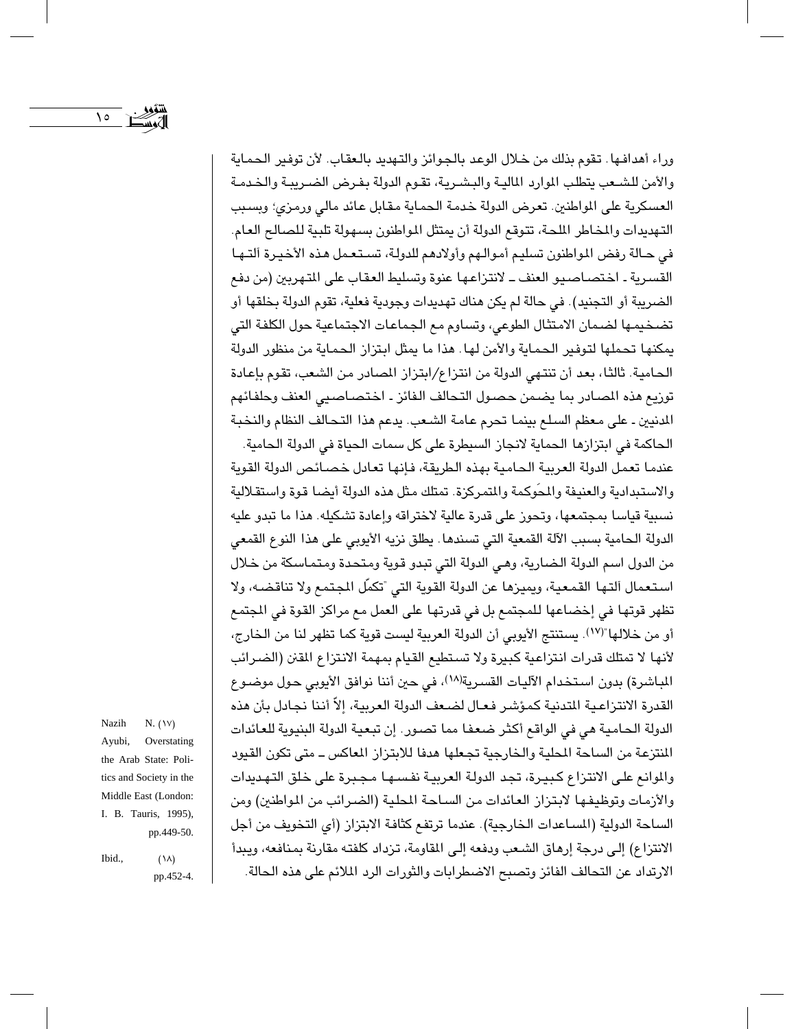وراء أهدافها. تقوم بذلك من خلال الوعد بالجوائز والتهديد بالعقاب. لأن توفير الحماية والأمن للشعب يتطلب الموارد المالية والبشرية، تقوم الدولة بفرض الضريبة والخدمة العسكرية على المواطنين. تعرض الدولة خدمة الحماية مقابل عائد مالي ورمزي؛ وبسبب التهديدات والمخاطر الملحة، تتوقع الدولة أن يمتثل المواطنون بسهولة تلبية للصالح العام. في حالة رفض المواطنون تسليم أموالهم وأولادهم للدولة، تستعمل هذه الأخيرة آلتها القسرية ـ اختصاصيو العنف ـ لانتزاعها عنوة وتسليط العقاب على المتهربين (من دفع الضريبة أو التجنيد). في حالة لم يكن هناك تهديدات وجودية فعلية، تقوم الدولة بخلقها أو تضخيمها لضمان الامتثال الطوعي، وتساوم مع الجماعات الاجتماعية حول الكلفة التي يمكنها تحملها لتوفير الحماية والأمن لها. هذا ما يمثل ابتزاز الحماية من منظور الدولة الحامية. ثالثا، بعد أن تنتهي الدولة من انتزاع/ابتزاز المصادر من الشعب، تقوم بإعادة توزيع هذه المصادر بما يضمن حصول التحالف الفائز ـ اختصاصيي العنف وحلفائهم المدنيين ـ على معظم السلع بينما تحرم عامة الشعب. يدعم هذا التحالف النظام والنخبة الحاكمة في ابتزازها الحماية لانجاز السيطرة على كل سمات الحياة في الدولة الحامية.

عندما تعمل الدولة العربية الحامية بهذه الطريقة، فإنها تعادل خصائص الدولة القوية والاستبدادية والعنيفة والمحَوكمة والمتمركزة. تمتلك مثل هذه الدولة أيضا قوة واستقلالية نسبية قياسا بمجتمعها، وتحوز على قدرة عالية لاختراقه وإعادة تشكيله. هذا ما تبدو عليه الدولة الحامية بسبب الآلة القمعية التي تسندها. يطلق نزيه الأيوبي على هذا النوع القمعي من الدول اسم الدولة الضارية، وهي الدولة التي تبدو قوية ومتحدة ومتماسكة من خلال استعمال آلتها القمعية، ويميزها عن الدولة القوية التي "تكمّل المجتمع ولا تناقضه، ولا تظهر قوتها في إخضاعها للمجتمع بل في قدرتها على العمل مع مراكز القوة في المجتمع أو من خلالها"(١٧). يستنتج الأيوبي أن الدولة العربية ليست قوية كما تظهر لنا من الخارج، لأنها لا تمتلك قدرات انتزاعية كبيرة ولا تستطيع القيام بمهمة الانتزاع المقنن (الضرائب المباشرة) بدون استخدام الآليات القسرية(١٨)، في حين أننا نوافق الأيوبي حول موضوع القدرة الانتزاعية المتدنية كمؤشر فعال لضعف الدولة العربية، إلاّ أننا نجادل بأن هذه الدولة الحامية هي في الواقع أكثر ضعفا مما تصور. إن تبعية الدولة البنيوية للعائدات المنتزعة من الساحة المحلية والخارجية تجعلها هدفا للابتزاز المعاكس ـ متى تكون القيود والموانع على الانتزاع كبيرة، تجد الدولة العربية نفسها مجبرة على خلق التهديدات والأزمات وتوظيفها لابتزاز العائدات من الساحة المحلية (الضرائب من المواطنين) ومن الساحة الدولية (المساعدات الخارجية). عندما ترتفع كثافة الابتزاز (أي التخويف من أجل الانتزاع) إلى درجة إرهاق الشعب ودفعه إلى المقاومة، تزداد كلفته مقارنة بمنافعه، ويبدأ الارتداد عن التحالف الفائز وتصبح الاضطرابات والثورات الرد الملائم على هذه الحالة.

(١٧) Nazih N. Ayubi, Overstating the Arab State: Politics and Society in the Middle East (London: I. B. Tauris, 1995), pp.449-50.

(١٨) Ibid., pp.452-4.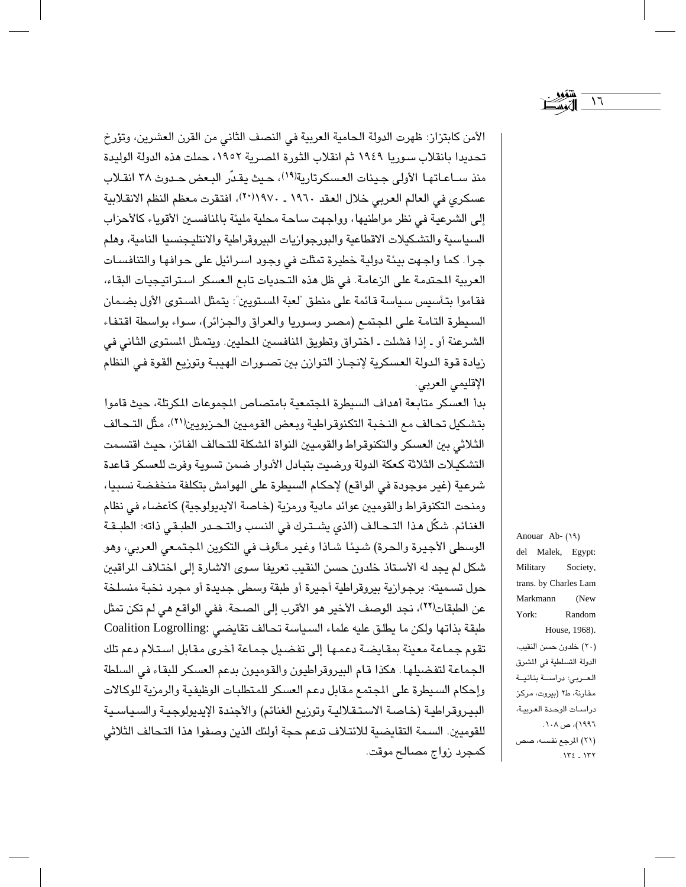الأمن كابتزاز: ظهرت الدولة الحامية العربية في النصف الثاني من القرن العشرين، وتؤرخ تحديدا بانقلاب سوريا ١٩٤٩ ثم انقلاب الثورة المصرية ١٩٥٢، حملت هذه الدولة الوليدة منذ ساعاتها الأولى جينات العسكرتارية[١٩]، حيث يقدّر البعض حدوث ٣٨ انقلاب عسكري في العالم العربي خلال العقد ١٩٦٠ ـ ١٩٧٠[٢٠]، افتقرت معظم النظم الانقلابية إلى الشرعية في نظر مواطنيها، وواجهت ساحة محلية مليئة بالمنافسين الأقوياء كالأحزاب السياسية والتشكيلات الاقطاعية والبورجوازيات البيروقراطية والانتليجنسيا النامية، وهلم جرا. كما واجهت بيئة دولية خطيرة تمثلت في وجود اسرائيل على حوافها والتنافسات العربية المحتدمة على الزعامة. في ظل هذه التحديات تابع العسكر استراتيجيات البقاء، فقاموا بتأسيس سياسة قائمة على منطق "لعبة المستويين": يتمثل المستوى الأول بضمان السيطرة التامة على المجتمع (مصر وسوريا والعراق والجزائر)، سواء بواسطة اقتفاء الشرعنة أو ـ إذا فشلت ـ اختراق وتطويق المنافسين المحليين. ويتمثل المستوى الثاني في زيادة قوة الدولة العسكرية لإنجاز التوازن بين تصورات الهيبة وتوزيع القوة في النظام الإقليمي العربي.

بدأ العسكر متابعة أهداف السيطرة المجتمعية بامتصاص المجموعات المكرتلة، حيث قاموا بتشكيل تحالف مع النخبة التكنوقراطية وبعض القوميين الحزبويين[٢١]، مثّل التحالف الثلاثي بين العسكر والتكنوقراط والقوميين النواة المشكلة للتحالف الفائز، حيث اقتسمت التشكيلات الثلاثة كعكة الدولة ورضيت بتبادل الأدوار ضمن تسوية وفرت للعسكر قاعدة شرعية (غير موجودة في الواقع) لإحكام السيطرة على الهوامش بتكلفة منخفضة نسبيا، ومنحت التكنوقراط والقوميين عوائد مادية ورمزية (خاصة الايديولوجية) كأعضاء في نظام الغنائم. شكّل هذا التحالف (الذي يشترك في النسب والتحدر الطبقي ذاته: الطبقة الوسطى الأجيرة والحرة) شيئا شاذا وغير مألوف في التكوين المجتمعي العربي، وهو شكل لم يجد له الأستاذ خلدون حسن النقيب تعريفا سوى الاشارة إلى اختلاف المراقبين حول تسميته: برجوازية بيروقراطية أجيرة أو طبقة وسطى جديدة أو مجرد نخبة منسلخة عن الطبقات[٢٢]، نجد الوصف الأخير هو الأقرب إلى الصحة. ففي الواقع هي لم تكن تمثل طبقة بذاتها ولكن ما يطلق عليه علماء السياسة تحالف تقايضي :Coalition Logrolling تقوم جماعة معينة بمقايضة دعمها إلى تفضيل جماعة أخرى مقابل استلام دعم تلك الجماعة لتفضيلها. هكذا قام البيروقراطيون والقوميون بدعم العسكر للبقاء في السلطة وإحكام السيطرة على المجتمع مقابل دعم العسكر للمتطلبات الوظيفية والرمزية للوكالات البيروقراطية (خاصة الاستقلالية وتوزيع الغنائم) والأجندة الإيديولوجية والسياسية للقوميين. السمة التقايضية للائتلاف تدعم حجة أولئك الذين وصفوا هذا التحالف الثلاثي كمجرد زواج مصالح موقت.

---

(١٩) Anouar Ab-del Malek, Egypt: Military Society, trans. by Charles Lam Markmann (New York: Random House, 1968).

(٢٠) خلدون حسن النقيب، الدولة التسلطية في المشرق العربي: دراسة بنائية مقارنة، ط٢ (بيروت، مركز دراسات الوحدة العربية، ١٩٩٦)، ص ١٠٨.

(٢١) المرجع نفسه، صص ١٣٢ ـ ١٣٤.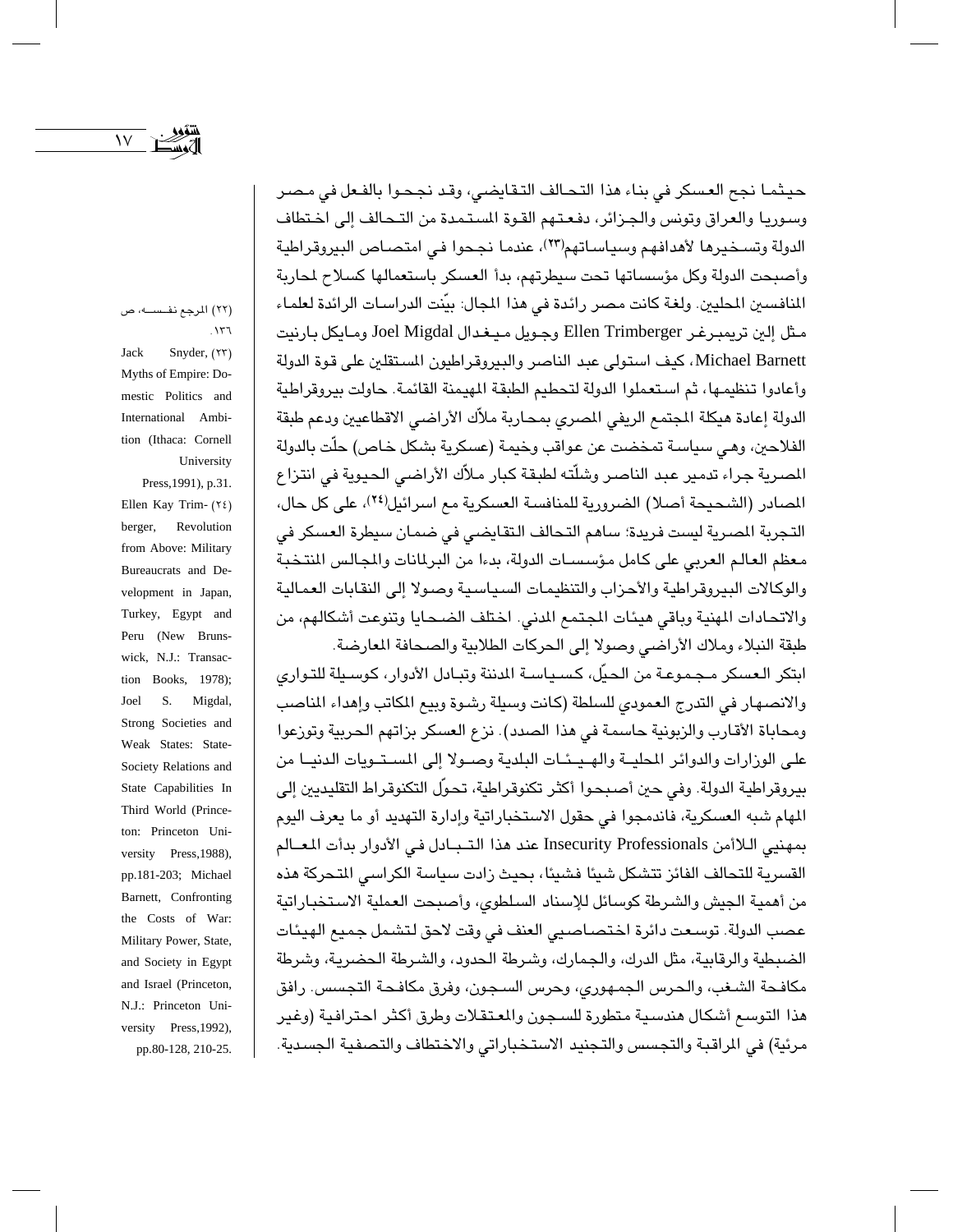حيثما نجح العسكر في بناء هذا التحالف التقايضي، وقد نجحوا بالفعل في مصر وسوريا والعراق وتونس والجزائر، دفعتهم القوة المستمدة من التحالف إلى اختطاف الدولة وتسخيرها لأهدافهم وسياساتهم(٢٣)، عندما نجحوا في امتصاص البيروقراطية وأصبحت الدولة وكل مؤسساتها تحت سيطرتهم، بدأ العسكر باستعمالها كسلاح لمحاربة المنافسين المحليين. ولقد كانت مصر رائدة في هذا المجال: بيّنت الدراسات الرائدة لعلماء مثل إلين تريمبرغر Ellen Trimberger وجويل ميغدال Joel Migdal ومايكل بارنيت Michael Barnett، كيف استولى عبد الناصر والبيروقراطيون المستقلين على قوة الدولة وأعادوا تنظيمها، ثم استعملوا الدولة لتحطيم الطبقة المهيمنة القائمة. حاولت بيروقراطية الدولة إعادة هيكلة المجتمع الريفي المصري بمحاربة ملاّك الأراضي الاقطاعيين ودعم طبقة الفلاحين، وهي سياسة تمخضت عن عواقب وخيمة (عسكرية بشكل خاص) حلّت بالدولة المصرية جراء تدمير عبد الناصر وشلّته لطبقة كبار ملاّك الأراضي الحيوية في انتزاع المصادر (الشحيحة أصلا) الضرورية للمنافسة العسكرية مع اسرائيل(٢٤)، على كل حال، التجربة المصرية ليست فريدة؛ ساهم التحالف التقايضي في ضمان سيطرة العسكر في معظم العالم العربي على كامل مؤسسات الدولة، بدءا من البرلمانات والمجالس المنتخبة والوكالات البيروقراطية والأحزاب والتنظيمات السياسية وصولا إلى النقابات العمالية والاتحادات المهنية وباقي هيئات المجتمع المدني. اختلف الضحايا وتنوعت أشكالهم، من طبقة النبلاء وملاك الأراضي وصولا إلى الحركات الطلابية والصحافة المعارضة.

ابتكر العسكر مجموعة من الحيّل، كسياسة المدننة وتبادل الأدوار، كوسيلة للتواري والانصهار في التدرج العمودي للسلطة (كانت وسيلة رشوة وبيع المكاتب وإهداء المناصب ومحاباة الأقارب والزبونية حاسمة في هذا الصدد). نزع العسكر بزاتهم الحربية وتوزعوا على الوزارات والدوائر المحلية والهيئات البلدية وصولا إلى المستويات الدنيا من بيروقراطية الدولة. وفي حين أصبحوا أكثر تكنوقراطية، تحوّل التكنوقراط التقليديين إلى المهام شبه العسكرية، فاندمجوا في حقول الاستخباراتية وإدارة التهديد أو ما يعرف اليوم بمهنيي اللاأمن Insecurity Professionals عند هذا التبادل في الأدوار بدأت المعالم القسرية للتحالف الفائز تتشكل شيئا فشيئا، بحيث زادت سياسة الكراسي المتحركة هذه من أهمية الجيش والشرطة كوسائل للإسناد السلطوي، وأصبحت العملية الاستخباراتية عصب الدولة. توسعت دائرة اختصاصيي العنف في وقت لاحق لتشمل جميع الهيئات الضبطية والرقابية، مثل الدرك، والجمارك، وشرطة الحدود، والشرطة الحضرية، وشرطة مكافحة الشغب، والحرس الجمهوري، وحرس السجون، وفرق مكافحة التجسس. رافق هذا التوسع أشكال هندسية متطورة للسجون والمعتقلات وطرق أكثر احترافية (وغير مرئية) في المراقبة والتجسس والتجنيد الاستخباراتي والاختطاف والتصفية الجسدية.

---

(٢٢) المرجع نفسه، ص ١٣٦.

(٢٣) Jack Snyder, Myths of Empire: Domestic Politics and International Ambition (Ithaca: Cornell University Press,1991), p.31.

(٢٤) Ellen Kay Trimberger, Revolution from Above: Military Bureaucrats and Development in Japan, Turkey, Egypt and Peru (New Brunswick, N.J.: Transaction Books, 1978); Joel S. Migdal, Strong Societies and Weak States: State-Society Relations and State Capabilities In Third World (Princeton: Princeton University Press,1988), pp.181-203; Michael Barnett, Confronting the Costs of War: Military Power, State, and Society in Egypt and Israel (Princeton, N.J.: Princeton University Press,1992), pp.80-128, 210-25.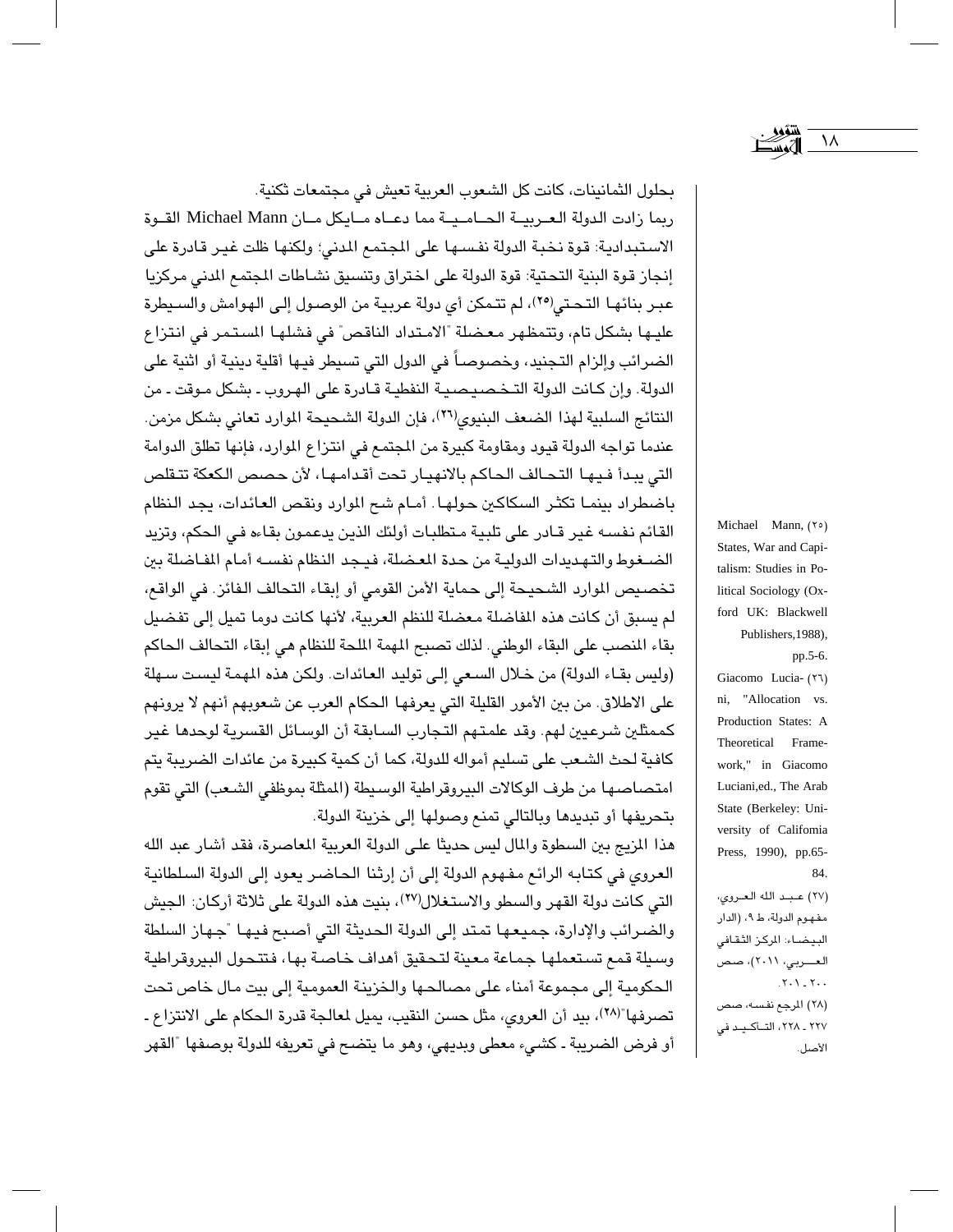بحلول الثمانينات، كانت كل الشعوب العربية تعيش في مجتمعات ثكنية.

ربما زادت الدولة العربية الحامية مما دعاه مايكل مان Michael Mann القوة الاستبدادية: قوة نخبة الدولة نفسها على المجتمع المدني؛ ولكنها ظلت غير قادرة على إنجاز قوة البنية التحتية: قوة الدولة على اختراق وتنسيق نشاطات المجتمع المدني مركزيا عبر بنائها التحتي[٢٥]، لم تتمكن أي دولة عربية من الوصول إلى الهوامش والسيطرة عليها بشكل تام، وتتمظهر معضلة "الامتداد الناقص" في فشلها المستمر في انتزاع الضرائب وإلزام التجنيد، وخصوصاً في الدول التي تسيطر فيها أقلية دينية أو اثنية على الدولة. وإن كانت الدولة التخصيصية النفطية قادرة على الهروب ـ بشكل موقت ـ من النتائج السلبية لهذا الضعف البنيوي[٢٦]، فإن الدولة الشحيحة الموارد تعاني بشكل مزمن. عندما تواجه الدولة قيود ومقاومة كبيرة من المجتمع في انتزاع الموارد، فإنها تطلق الدوامة التي يبدأ فيها التحالف الحاكم بالانهيار تحت أقدامها، لأن حصص الكعكة تتقلص باضطراد بينما تكثر السكاكين حولها. أمام شح الموارد ونقص العائدات، يجد النظام القائم نفسه غير قادر على تلبية متطلبات أولئك الذين يدعمون بقاءه في الحكم، وتزيد الضغوط والتهديدات الدولية من حدة المعضلة، فيجد النظام نفسه أمام المفاضلة بين تخصيص الموارد الشحيحة إلى حماية الأمن القومي أو إبقاء التحالف الفائز. في الواقع، لم يسبق أن كانت هذه المفاضلة معضلة للنظم العربية، لأنها كانت دوما تميل إلى تفضيل بقاء المنصب على البقاء الوطني. لذلك تصبح المهمة الملحة للنظام هي إبقاء التحالف الحاكم (وليس بقاء الدولة) من خلال السعي إلى توليد العائدات. ولكن هذه المهمة ليست سهلة على الاطلاق. من بين الأمور القليلة التي يعرفها الحكام العرب عن شعوبهم أنهم لا يرونهم كممثلين شرعيين لهم. وقد علمتهم التجارب السابقة أن الوسائل القسرية لوحدها غير كافية لحث الشعب على تسليم أمواله للدولة، كما أن كمية كبيرة من عائدات الضريبة يتم امتصاصها من طرف الوكالات البيروقراطية الوسيطة (الممثلة بموظفي الشعب) التي تقوم بتحريفها أو تبديدها وبالتالي تمنع وصولها إلى خزينة الدولة.

هذا المزيج بين السطوة والمال ليس حديثا على الدولة العربية المعاصرة، فقد أشار عبد الله العروي في كتابه الرائع مفهوم الدولة إلى أن إرثنا الحاضر يعود إلى الدولة السلطانية التي كانت دولة القهر والسطو والاستغلال[٢٧]، بنيت هذه الدولة على ثلاثة أركان: الجيش والضرائب والإدارة، جميعها تمتد إلى الدولة الحديثة التي أصبح فيها "جهاز السلطة وسيلة قمع تستعملها جماعة معينة لتحقيق أهداف خاصة بها، فتتحول البيروقراطية الحكومية إلى مجموعة أمناء على مصالحها والخزينة العمومية إلى بيت مال خاص تحت تصرفها"[٢٨]، بيد أن العروي، مثل حسن النقيب، يميل لمعالجة قدرة الحكام على الانتزاع ـ أو فرض الضريبة ـ كشيء معطى وبديهي، وهو ما يتضح في تعريفه للدولة بوصفها "القهر

---

(٢٥) Michael Mann, States, War and Capitalism: Studies in Political Sociology (Oxford UK: Blackwell Publishers,1988), pp.5-6.

(٢٦) Giacomo Luciani, "Allocation vs. Production States: A Theoretical Framework," in Giacomo Luciani,ed., The Arab State (Berkeley: University of Califomia Press, 1990), pp.65-84.

(٢٧) عبد الله العروي، مفهوم الدولة، ط ٩، (الدار البيضاء: المركز الثقافي العربي، ٢٠١١)، صص ٢٠٠ ـ ٢٠١.

(٢٨) المرجع نفسه، صص ٢٢٧ ـ ٢٢٨، التأكيد في الأصل.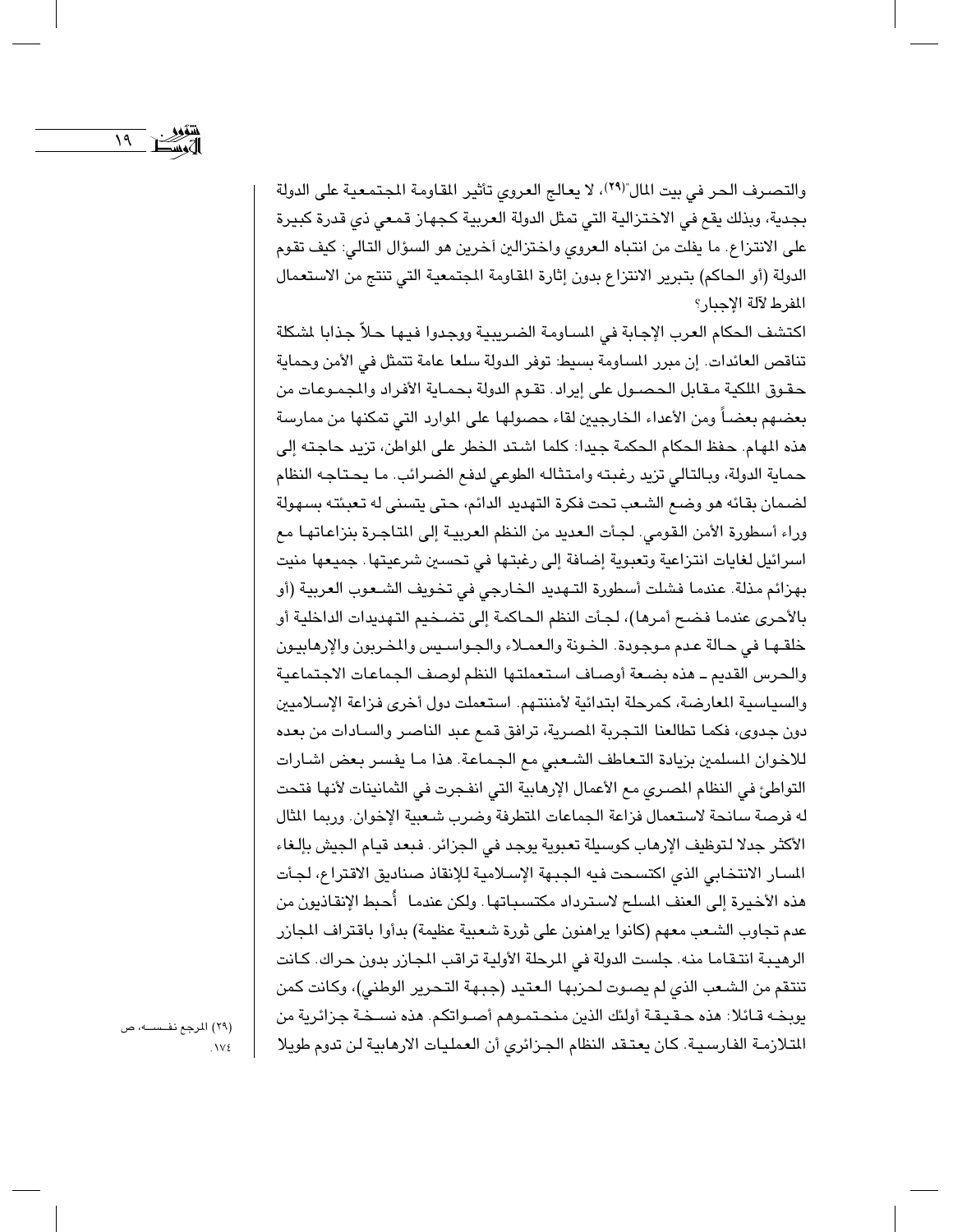والتصرف الحر في بيت المال"[٢٩]، لا يعالج العروي تأثير المقاومة المجتمعية على الدولة بجدية، وبذلك يقع في الاختزالية التي تمثل الدولة العربية كجهاز قمعي ذي قدرة كبيرة على الانتزاع. ما يفلت من انتباه العروي واختزالين آخرين هو السؤال التالي: كيف تقوم الدولة (أو الحاكم) بتبرير الانتزاع بدون إثارة المقاومة المجتمعية التي تنتج من الاستعمال المفرط لآلة الإجبار؟

اكتشف الحكام العرب الإجابة في المساومة الضريبية ووجدوا فيها حلاً جذابا لمشكلة تناقص العائدات. إن مبرر المساومة بسيط: توفر الدولة سلعا عامة تتمثل في الأمن وحماية حقوق الملكية مقابل الحصول على إيراد. تقوم الدولة بحماية الأفراد والمجموعات من بعضهم بعضاً ومن الأعداء الخارجيين لقاء حصولها على الموارد التي تمكنها من ممارسة هذه المهام. حفظ الحكام الحكمة جيدا: كلما اشتد الخطر على المواطن، تزيد حاجته إلى حماية الدولة، وبالتالي تزيد رغبته وامتثاله الطوعي لدفع الضرائب. ما يحتاجه النظام لضمان بقائه هو وضع الشعب تحت فكرة التهديد الدائم، حتى يتسنى له تعبئته بسهولة وراء أسطورة الأمن القومي. لجأت العديد من النظم العربية إلى المتاجرة بنزاعاتها مع اسرائيل لغايات انتزاعية وتعبوية إضافة إلى رغبتها في تحسين شرعيتها. جميعها منيت بهزائم مذلة. عندما فشلت أسطورة التهديد الخارجي في تخويف الشعوب العربية (أو بالأحرى عندما فضح أمرها)، لجأت النظم الحاكمة إلى تضخيم التهديدات الداخلية أو خلقها في حالة عدم موجودة. الخونة والعملاء والجواسيس والمخربون والإرهابيون والحرس القديم ـ هذه بضعة أوصاف استعملتها النظم لوصف الجماعات الاجتماعية والسياسية المعارضة، كمرحلة ابتدائية لأمننتهم. استعملت دول أخرى فزاعة الإسلاميين دون جدوى، فكما تطالعنا التجربة المصرية، ترافق قمع عبد الناصر والسادات من بعده للاخوان المسلمين بزيادة التعاطف الشعبي مع الجماعة. هذا ما يفسر بعض اشارات التواطئ في النظام المصري مع الأعمال الإرهابية التي انفجرت في الثمانينات لأنها فتحت له فرصة سانحة لاستعمال فزاعة الجماعات المتطرفة وضرب شعبية الإخوان. وربما المثال الأكثر جدلا لتوظيف الإرهاب كوسيلة تعبوية يوجد في الجزائر. فبعد قيام الجيش بإلغاء المسار الانتخابي الذي اكتسحت فيه الجبهة الإسلامية للإنقاذ صناديق الاقتراع، لجأت هذه الأخيرة إلى العنف المسلح لاسترداد مكتسباتها. ولكن عندما أُحبط الإنقاذيون من عدم تجاوب الشعب معهم (كانوا يراهنون على ثورة شعبية عظيمة) بدأوا باقتراف المجازر الرهيبة انتقاما منه. جلست الدولة في المرحلة الأولية تراقب المجازر بدون حراك. كانت تنتقم من الشعب الذي لم يصوت لحزبها العتيد (جبهة التحرير الوطني)، وكانت كمن يوبخه قائلا: هذه حقيقة أولئك الذين منحتموهم أصواتكم. هذه نسخة جزائرية من المتلازمة الفارسية. كان يعتقد النظام الجزائري أن العمليات الارهابية لن تدوم طويلا

(٢٩) المرجع نفسه، ص ١٧٤.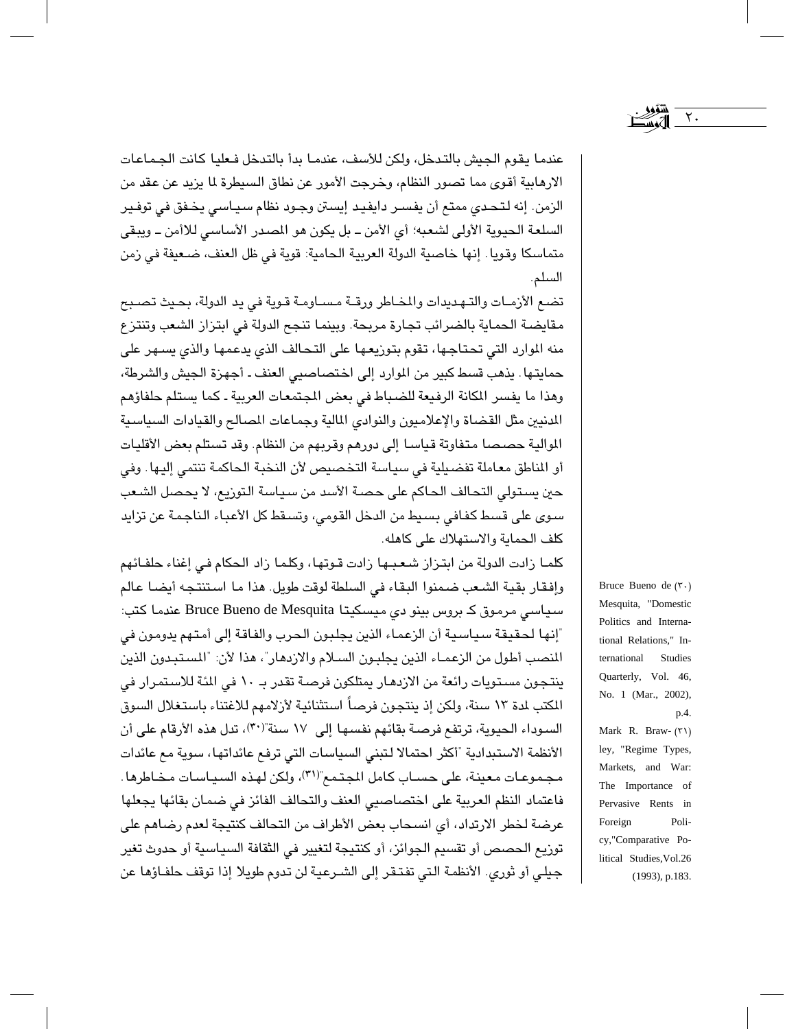عندما يقوم الجيش بالتدخل، ولكن للأسف، عندما بدأ بالتدخل فعليا كانت الجماعات الارهابية أقوى مما تصور النظام، وخرجت الأمور عن نطاق السيطرة لما يزيد عن عقد من الزمن. إنه لتحدي ممتع أن يفسر دايفيد إيستن وجود نظام سياسي يخفق في توفير السلعة الحيوية الأولى لشعبه؛ أي الأمن ـ بل يكون هو المصدر الأساسي للأمن ـ ويبقى متماسكا وقويا. إنها خاصية الدولة العربية الحامية: قوية في ظل العنف، ضعيفة في زمن السلم.

تضع الأزمات والتهديدات والمخاطر ورقة مساومة قوية في يد الدولة، بحيث تصبح مقايضة الحماية بالضرائب تجارة مربحة. وبينما تنجح الدولة في ابتزاز الشعب وتنتزع منه الموارد التي تحتاجها، تقوم بتوزيعها على التحالف الذي يدعمها والذي يسهر على حمايتها. يذهب قسط كبير من الموارد إلى اختصاصيي العنف ـ أجهزة الجيش والشرطة، وهذا ما يفسر المكانة الرفيعة للضباط في بعض المجتمعات العربية ـ كما يستلم حلفاؤهم المدنيين مثل القضاة والإعلاميون والنوادي المالية وجماعات المصالح والقيادات السياسية الموالية حصصا متفاوتة قياسا إلى دورهم وقربهم من النظام. وقد تستلم بعض الأقليات أو المناطق معاملة تفضيلية في سياسة التخصيص لأن النخبة الحاكمة تنتمي إليها. وفي حين يستولي التحالف الحاكم على حصة الأسد من سياسة التوزيع، لا يحصل الشعب سوى على قسط كفافي بسيط من الدخل القومي، وتسقط كل الأعباء الناجمة عن تزايد كلف الحماية والاستهلاك على كاهله.

كلما زادت الدولة من ابتزاز شعبها زادت قوتها، وكلما زاد الحكام في إغناء حلفائهم وإفقار بقية الشعب ضمنوا البقاء في السلطة لوقت طويل. هذا ما استنتجه أيضا عالم سياسي مرموق كـ بروس بينو دي ميسكيتا Bruce Bueno de Mesquita عندما كتب: "إنها لحقيقة سياسية أن الزعماء الذين يجلبون الحرب والفاقة إلى أمتهم يدومون في المنصب أطول من الزعماء الذين يجلبون السلام والازدهار"، هذا لأن: "المستبدون الذين ينتجون مستويات رائعة من الازدهار يمتلكون فرصة تقدر بـ ١٠ في المئة للاستمرار في المكتب لمدة ١٣ سنة، ولكن إذ ينتجون فرصاً استثنائية لأزلامهم للاغتناء باستغلال السوق السوداء الحيوية، ترتفع فرصة بقائهم نفسها إلى ١٧ سنة"(٣٠)، تدل هذه الأرقام على أن الأنظمة الاستبدادية "أكثر احتمالا لتبني السياسات التي ترفع عائداتها، سوية مع عائدات مجموعات معينة، على حساب كامل المجتمع"(٣١)، ولكن لهذه السياسات مخاطرها. فاعتماد النظم العربية على اختصاصيي العنف والتحالف الفائز في ضمان بقائها يجعلها عرضة لخطر الارتداد، أي انسحاب بعض الأطراف من التحالف كنتيجة لعدم رضاهم على توزيع الحصص أو تقسيم الجوائز، أو كنتيجة لتغيير في الثقافة السياسية أو حدوث تغير جيلي أو ثوري. الأنظمة التي تفتقر إلى الشرعية لن تدوم طويلا إذا توقف حلفاؤها عن

(٣٠) Bruce Bueno de Mesquita, "Domestic Politics and International Relations," International Studies Quarterly, Vol. 46, No. 1 (Mar., 2002), p.4.

(٣١) Mark R. Brawley, "Regime Types, Markets, and War: The Importance of Pervasive Rents in Foreign Policy,"Comparative Political Studies,Vol.26 (1993), p.183.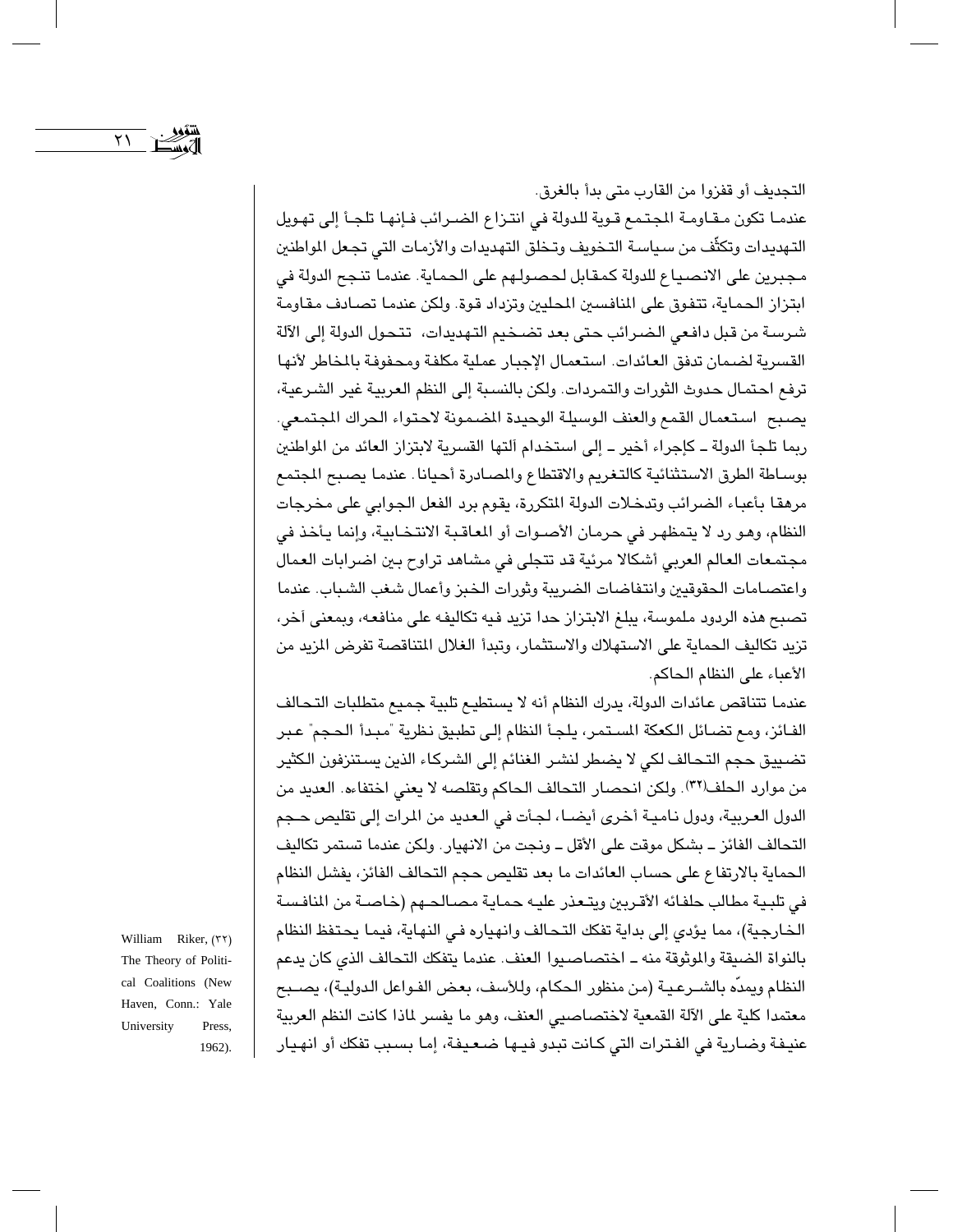التجديف أو قفزوا من القارب متى بدأ بالغرق.

عندما تكون مقاومة المجتمع قوية للدولة في انتزاع الضرائب فإنها تلجأ إلى تهويل التهديدات وتكثّف من سياسة التخويف وتخلق التهديدات والأزمات التي تجعل المواطنين مجبرين على الانصياع للدولة كمقابل لحصولهم على الحماية. عندما تنجح الدولة في ابتزاز الحماية، تتفوق على المنافسين المحليين وتزداد قوة. ولكن عندما تصادف مقاومة شرسة من قبل دافعي الضرائب حتى بعد تضخيم التهديدات، تتحول الدولة إلى الآلة القسرية لضمان تدفق العائدات. استعمال الإجبار عملية مكلفة ومحفوفة بالمخاطر لأنها ترفع احتمال حدوث الثورات والتمردات. ولكن بالنسبة إلى النظم العربية غير الشرعية، يصبح استعمال القمع والعنف الوسيلة الوحيدة المضمونة لاحتواء الحراك المجتمعي. ربما تلجأ الدولة ـ كإجراء أخير ـ إلى استخدام آلتها القسرية لابتزاز العائد من المواطنين بوساطة الطرق الاستثنائية كالتغريم والاقتطاع والمصادرة أحيانا. عندما يصبح المجتمع مرهقا بأعباء الضرائب وتدخلات الدولة المتكررة، يقوم برد الفعل الجوابي على مخرجات النظام، وهو رد لا يتمظهر في حرمان الأصوات أو المعاقبة الانتخابية، وإنما يأخذ في مجتمعات العالم العربي أشكالا مرئية قد تتجلى في مشاهد تراوح بين اضرابات العمال واعتصامات الحقوقيين وانتفاضات الضريبة وثورات الخبز وأعمال شغب الشباب. عندما تصبح هذه الردود ملموسة، يبلغ الابتزاز حدا تزيد فيه تكاليفه على منافعه، وبمعنى آخر، تزيد تكاليف الحماية على الاستهلاك والاستثمار، وتبدأ الغلال المتناقصة تفرض المزيد من الأعباء على النظام الحاكم.

عندما تتناقص عائدات الدولة، يدرك النظام أنه لا يستطيع تلبية جميع متطلبات التحالف الفائز، ومع تضائل الكعكة المستمر، يلجأ النظام إلى تطبيق نظرية "مبدأ الحجم" عبر تضييق حجم التحالف لكي لا يضطر لنشر الغنائم إلى الشركاء الذين يستنزفون الكثير من موارد الحلف[32]. ولكن انحصار التحالف الحاكم وتقلصه لا يعني اختفاءه. العديد من الدول العربية، ودول نامية أخرى أيضا، لجأت في العديد من المرات إلى تقليص حجم التحالف الفائز ـ بشكل موقت على الأقل ـ ونجت من الانهيار. ولكن عندما تستمر تكاليف الحماية بالارتفاع على حساب العائدات ما بعد تقليص حجم التحالف الفائز، يفشل النظام في تلبية مطالب حلفائه الأقربين ويتعذر عليه حماية مصالحهم (خاصة من المنافسة الخارجية)، مما يؤدي إلى بداية تفكك التحالف وانهياره في النهاية، فيما يحتفظ النظام بالنواة الضيقة والموثوقة منه ـ اختصاصيوا العنف. عندما يتفكك التحالف الذي كان يدعم النظام ويمدّه بالشرعية (من منظور الحكام، وللأسف، بعض الفواعل الدولية)، يصبح معتمدا كلية على الآلة القمعية لاختصاصيي العنف، وهو ما يفسر لماذا كانت النظم العربية عنيفة وضارية في الفترات التي كانت تبدو فيها ضعيفة، إما بسبب تفكك أو انهيار

(32) William Riker, The Theory of Political Coalitions (New Haven, Conn.: Yale University Press, 1962).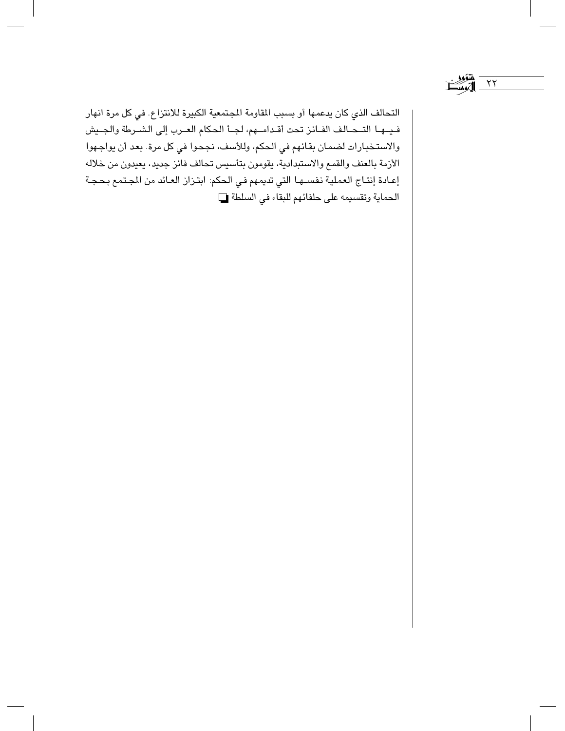التحالف الذي كان يدعمها أو بسبب المقاومة المجتمعية الكبيرة للانتزاع. في كل مرة انهار فيها التحالف الفائز تحت أقدامهم، لجأ الحكام العرب إلى الشرطة والجيش والاستخبارات لضمان بقائهم في الحكم، وللأسف، نجحوا في كل مرة. بعد أن يواجهوا الأزمة بالعنف والقمع والاستبدادية، يقومون بتأسيس تحالف فائز جديد، يعيدون من خلاله إعادة إنتاج العملية نفسها التي تديمهم في الحكم: ابتزاز العائد من المجتمع بحجة الحماية وتقسيمه على حلفائهم للبقاء في السلطة ❑